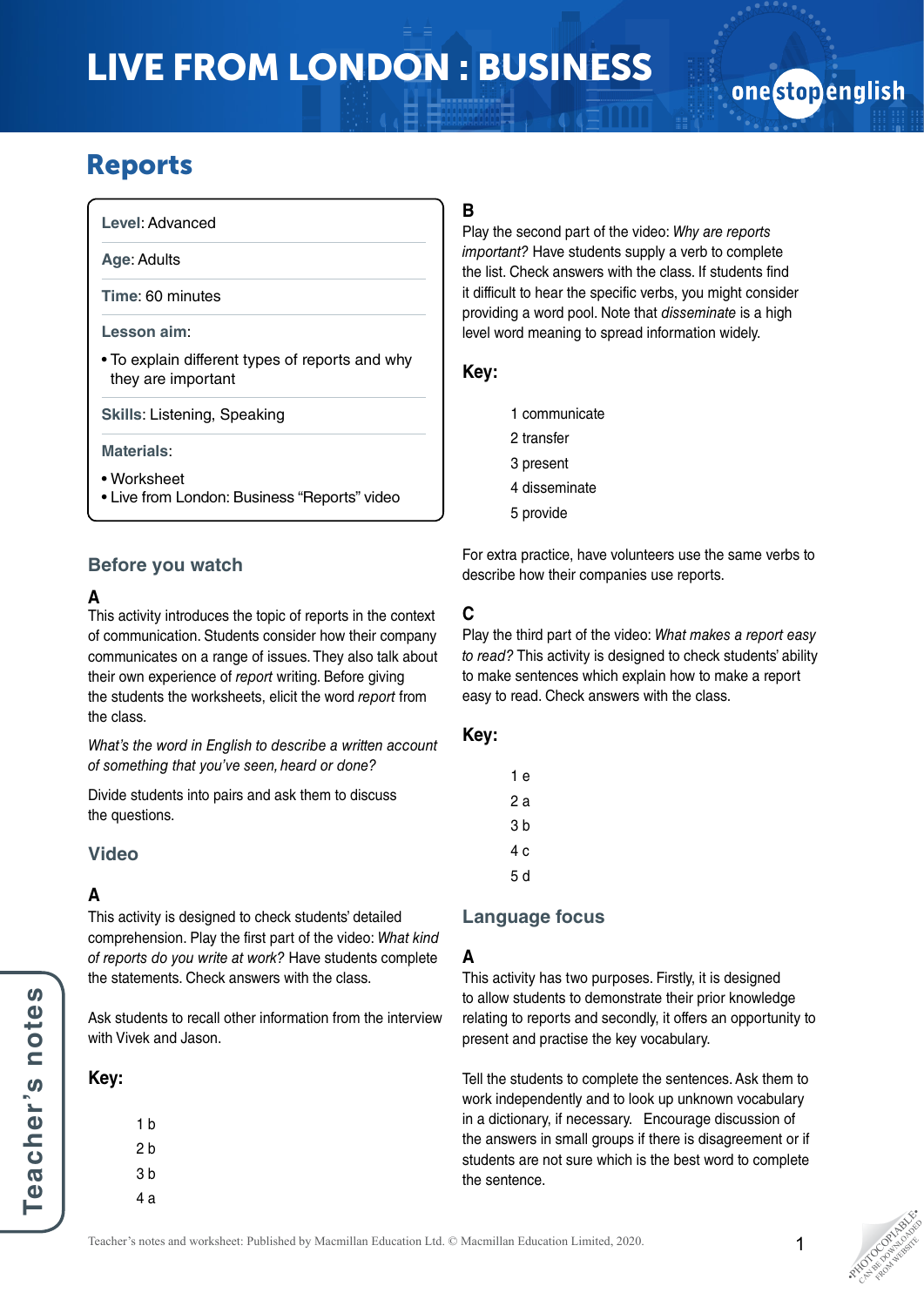# LIVE FROM LONDON : BUSINESS

## Reports

**Level**: Advanced

**Age**: Adults

**Time**: 60 minutes

**Lesson aim**:

- To explain different types of reports and why they are important

**Skills**: Listening, Speaking

**Materials**:

- Worksheet
- Live from London: Business “Reports” video

### Before you watch

**A**

This activity introduces the topic of reports in the context of communication. Students consider how their company communicates on a range of issues. They also talk about their own experience of *report* writing. Before giving the students the worksheets, elicit the word *report* from the class.

*What’s the word in English to describe a written account of something that you’ve seen, heard or done?*

Divide students into pairs and ask them to discuss the questions.

### Video

**A**

This activity is designed to check students’ detailed comprehension. Play the first part of the video: *What kind of reports do you write at work?* Have students complete the statements. Check answers with the class.

Ask students to recall other information from the interview with Vivek and Jason.

**Key:**

1 b
2 b
3 b
4 a

**B**

Play the second part of the video: *Why are reports important?* Have students supply a verb to complete the list. Check answers with the class. If students find it difficult to hear the specific verbs, you might consider providing a word pool. Note that *disseminate* is a high level word meaning to spread information widely.

**Key:**

1 communicate
2 transfer
3 present
4 disseminate
5 provide

For extra practice, have volunteers use the same verbs to describe how their companies use reports.

**C**

Play the third part of the video: *What makes a report easy to read?* This activity is designed to check students’ ability to make sentences which explain how to make a report easy to read. Check answers with the class.

**Key:**

1 e
2 a
3 b
4 c
5 d

### Language focus

**A**

This activity has two purposes. Firstly, it is designed to allow students to demonstrate their prior knowledge relating to reports and secondly, it offers an opportunity to present and practise the key vocabulary.

Tell the students to complete the sentences. Ask them to work independently and to look up unknown vocabulary in a dictionary, if necessary. Encourage discussion of the answers in small groups if there is disagreement or if students are not sure which is the best word to complete the sentence.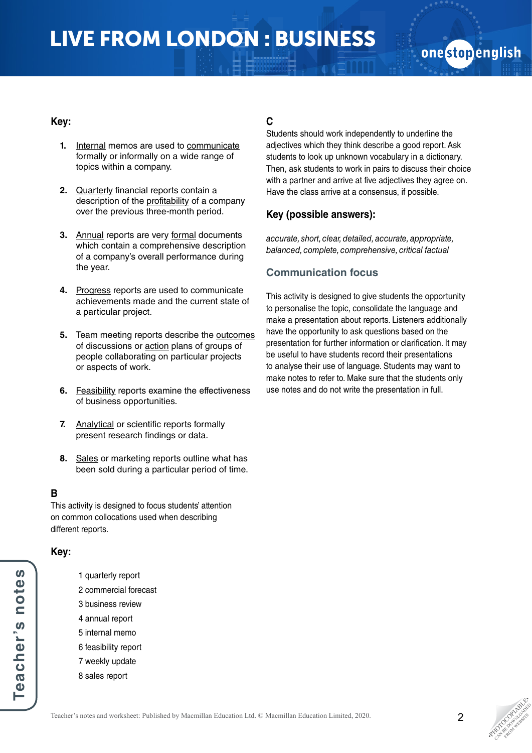**Key:**

1. Internal memos are used to communicate formally or informally on a wide range of topics within a company.

2. Quarterly financial reports contain a description of the profitability of a company over the previous three-month period.

3. Annual reports are very formal documents which contain a comprehensive description of a company's overall performance during the year.

4. Progress reports are used to communicate achievements made and the current state of a particular project.

5. Team meeting reports describe the outcomes of discussions or action plans of groups of people collaborating on particular projects or aspects of work.

6. Feasibility reports examine the effectiveness of business opportunities.

7. Analytical or scientific reports formally present research findings or data.

8. Sales or marketing reports outline what has been sold during a particular period of time.

**B**

This activity is designed to focus students' attention on common collocations used when describing different reports.

**Key:**

1 quarterly report
2 commercial forecast
3 business review
4 annual report
5 internal memo
6 feasibility report
7 weekly update
8 sales report

**C**

Students should work independently to underline the adjectives which they think describe a good report. Ask students to look up unknown vocabulary in a dictionary. Then, ask students to work in pairs to discuss their choice with a partner and arrive at five adjectives they agree on. Have the class arrive at a consensus, if possible.

**Key (possible answers):**

*accurate, short, clear, detailed, accurate, appropriate, balanced, complete, comprehensive, critical factual*

## Communication focus

This activity is designed to give students the opportunity to personalise the topic, consolidate the language and make a presentation about reports. Listeners additionally have the opportunity to ask questions based on the presentation for further information or clarification. It may be useful to have students record their presentations to analyse their use of language. Students may want to make notes to refer to. Make sure that the students only use notes and do not write the presentation in full.